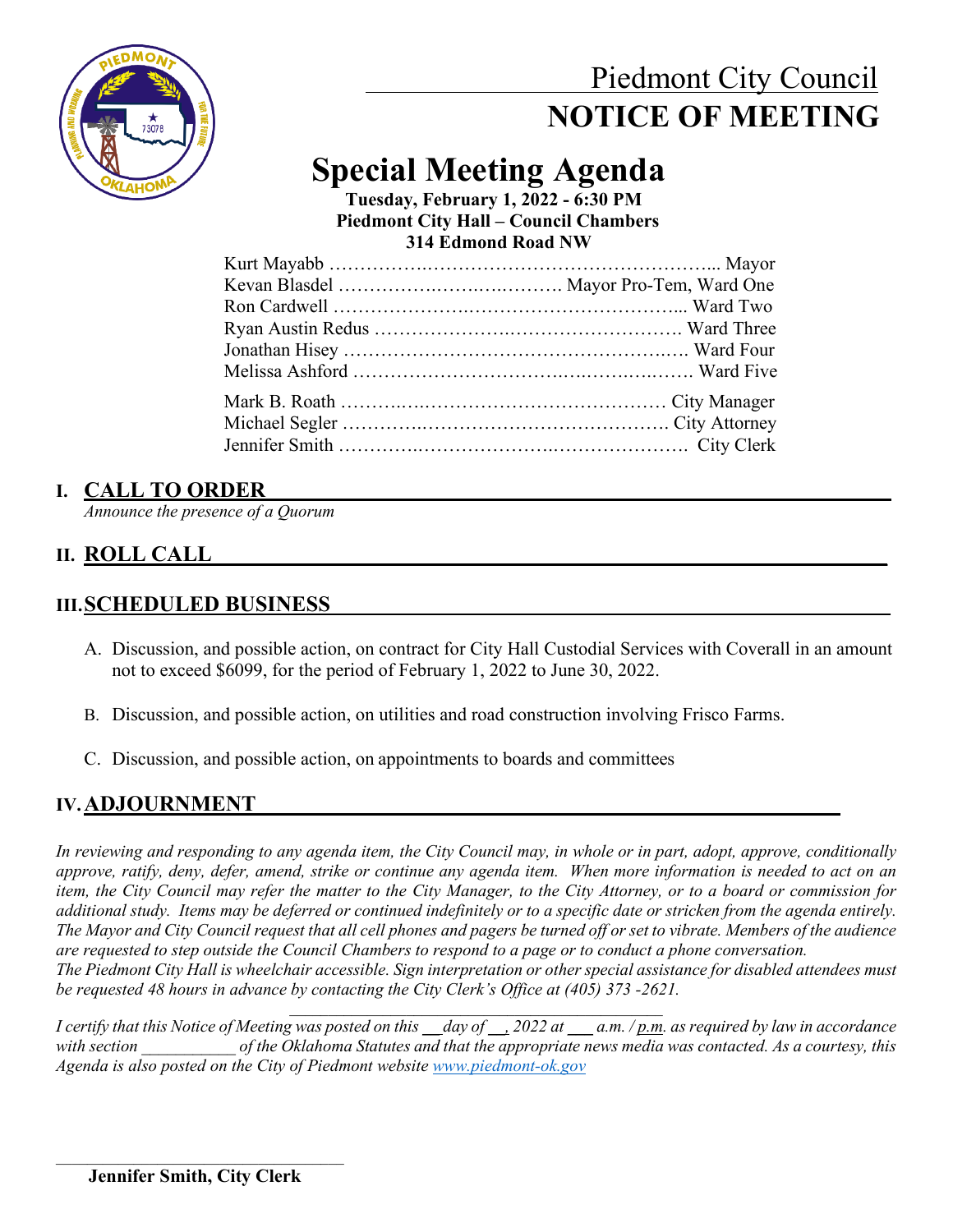# Piedmont City Council

# NOTICE OF MEETING

## Special Meeting Agenda

**Tuesday, February 1, 2022 - 6:30 PM**
**Piedmont City Hall – Council Chambers**
**314 Edmond Road NW**

Kurt Mayabb ………………………………………………………... Mayor
Kevan Blasdel ……………………………. Mayor Pro-Tem, Ward One
Ron Cardwell ……………………………………………………... Ward Two
Ryan Austin Redus ……………………………………………. Ward Three
Jonathan Hisey ………………………………………………. Ward Four
Melissa Ashford ……………………………………………. Ward Five

Mark B. Roath ……………………………………………… City Manager
Michael Segler ……………………………………………. City Attorney
Jennifer Smith …………………………………………….  City Clerk

## I. CALL TO ORDER

*Announce the presence of a Quorum*

## II. ROLL CALL

## III. SCHEDULED BUSINESS

A. Discussion, and possible action, on contract for City Hall Custodial Services with Coverall in an amount not to exceed $6099, for the period of February 1, 2022 to June 30, 2022.

B. Discussion, and possible action, on utilities and road construction involving Frisco Farms.

C. Discussion, and possible action, on appointments to boards and committees

## IV. ADJOURNMENT

*In reviewing and responding to any agenda item, the City Council may, in whole or in part, adopt, approve, conditionally approve, ratify, deny, defer, amend, strike or continue any agenda item. When more information is needed to act on an item, the City Council may refer the matter to the City Manager, to the City Attorney, or to a board or commission for additional study. Items may be deferred or continued indefinitely or to a specific date or stricken from the agenda entirely. The Mayor and City Council request that all cell phones and pagers be turned off or set to vibrate. Members of the audience are requested to step outside the Council Chambers to respond to a page or to conduct a phone conversation.*
*The Piedmont City Hall is wheelchair accessible. Sign interpretation or other special assistance for disabled attendees must be requested 48 hours in advance by contacting the City Clerk's Office at (405) 373 -2621.*

*I certify that this Notice of Meeting was posted on this \_\_day of \_\_, 2022 at \_\_\_ a.m. / p.m. as required by law in accordance with section \_\_\_\_\_\_\_\_\_\_\_ of the Oklahoma Statutes and that the appropriate news media was contacted. As a courtesy, this Agenda is also posted on the City of Piedmont website www.piedmont-ok.gov*

\_\_\_\_\_\_\_\_\_\_\_\_\_\_\_\_\_\_\_\_\_\_\_\_\_\_\_\_\_\_\_\_\_\_\_
**Jennifer Smith, City Clerk**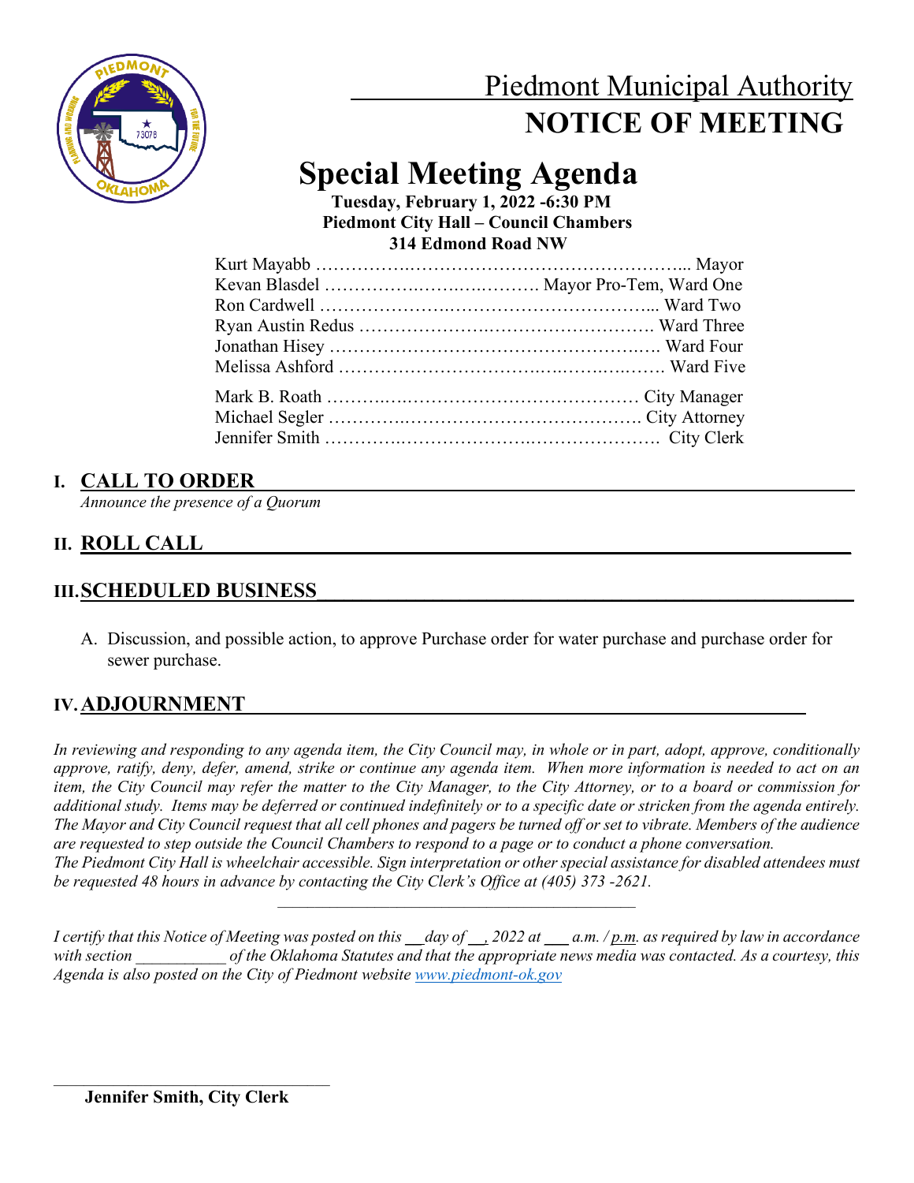# Piedmont Municipal Authority

# NOTICE OF MEETING

# Special Meeting Agenda

**Tuesday, February 1, 2022 -6:30 PM**
**Piedmont City Hall – Council Chambers**
**314 Edmond Road NW**

Kurt Mayabb ……………………………………………………... Mayor
Kevan Blasdel …………………………… Mayor Pro-Tem, Ward One
Ron Cardwell ……………………………………………………... Ward Two
Ryan Austin Redus ………………………………………………. Ward Three
Jonathan Hisey …………………………………………………… Ward Four
Melissa Ashford …………………………………………………… Ward Five

Mark B. Roath …………………………………………………… City Manager
Michael Segler …………………………………………………. City Attorney
Jennifer Smith ……………………………………………………. City Clerk

## I. CALL TO ORDER

*Announce the presence of a Quorum*

## II. ROLL CALL

## III. SCHEDULED BUSINESS

A. Discussion, and possible action, to approve Purchase order for water purchase and purchase order for sewer purchase.

## IV. ADJOURNMENT

*In reviewing and responding to any agenda item, the City Council may, in whole or in part, adopt, approve, conditionally approve, ratify, deny, defer, amend, strike or continue any agenda item. When more information is needed to act on an item, the City Council may refer the matter to the City Manager, to the City Attorney, or to a board or commission for additional study. Items may be deferred or continued indefinitely or to a specific date or stricken from the agenda entirely. The Mayor and City Council request that all cell phones and pagers be turned off or set to vibrate. Members of the audience are requested to step outside the Council Chambers to respond to a page or to conduct a phone conversation.*
*The Piedmont City Hall is wheelchair accessible. Sign interpretation or other special assistance for disabled attendees must be requested 48 hours in advance by contacting the City Clerk's Office at (405) 373 -2621.*

---

*I certify that this Notice of Meeting was posted on this \_\_ day of \_\_, 2022 at \_\_\_ a.m. / p.m. as required by law in accordance with section \_\_\_\_\_\_\_\_\_\_\_ of the Oklahoma Statutes and that the appropriate news media was contacted. As a courtesy, this Agenda is also posted on the City of Piedmont website www.piedmont-ok.gov*

\_\_\_\_\_\_\_\_\_\_\_\_\_\_\_\_\_\_\_\_\_\_\_\_\_\_\_\_\_\_\_\_\_\_

**Jennifer Smith, City Clerk**